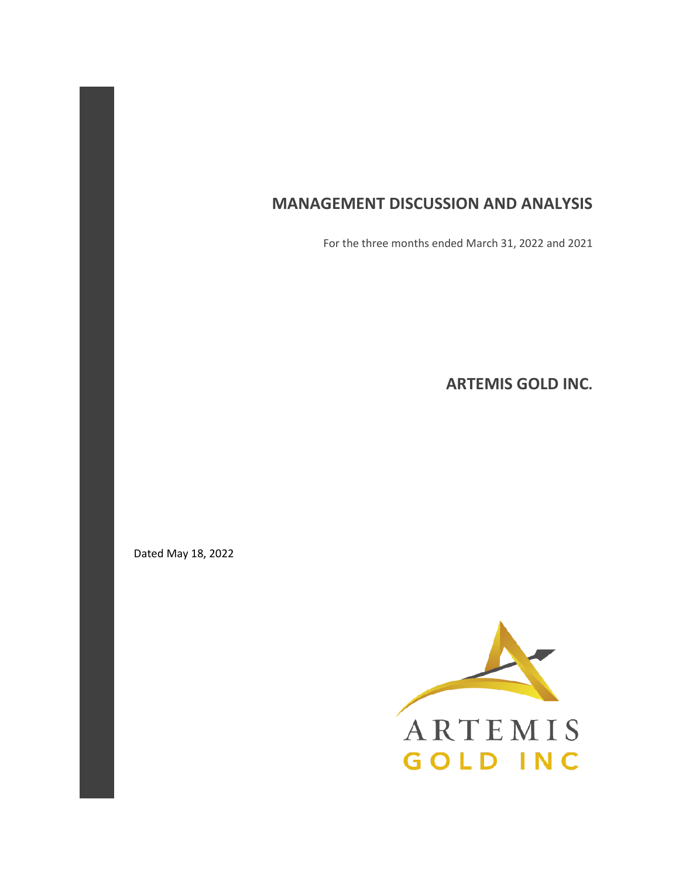# MANAGEMENT DISCUSSION AND ANALYSIS

For the three months ended March 31, 2022 and 2021

## ARTEMIS GOLD INC.

Dated May 18, 2022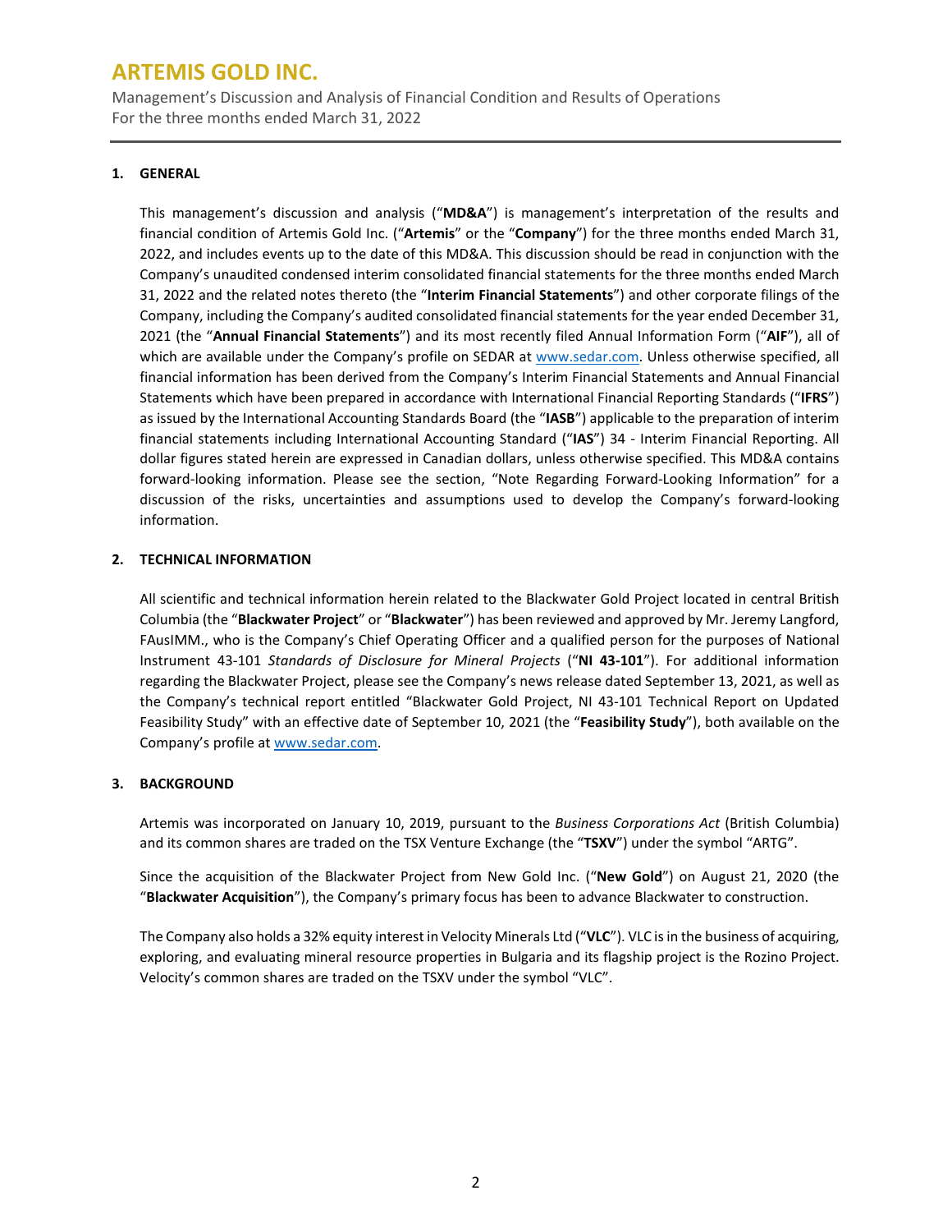## 1. GENERAL

This management's discussion and analysis ("**MD&A**") is management's interpretation of the results and financial condition of Artemis Gold Inc. ("**Artemis**" or the "**Company**") for the three months ended March 31, 2022, and includes events up to the date of this MD&A. This discussion should be read in conjunction with the Company's unaudited condensed interim consolidated financial statements for the three months ended March 31, 2022 and the related notes thereto (the "**Interim Financial Statements**") and other corporate filings of the Company, including the Company's audited consolidated financial statements for the year ended December 31, 2021 (the "**Annual Financial Statements**") and its most recently filed Annual Information Form ("**AIF**"), all of which are available under the Company's profile on SEDAR at www.sedar.com. Unless otherwise specified, all financial information has been derived from the Company's Interim Financial Statements and Annual Financial Statements which have been prepared in accordance with International Financial Reporting Standards ("**IFRS**") as issued by the International Accounting Standards Board (the "**IASB**") applicable to the preparation of interim financial statements including International Accounting Standard ("**IAS**") 34 - Interim Financial Reporting. All dollar figures stated herein are expressed in Canadian dollars, unless otherwise specified. This MD&A contains forward-looking information. Please see the section, "Note Regarding Forward-Looking Information" for a discussion of the risks, uncertainties and assumptions used to develop the Company's forward-looking information.

## 2. TECHNICAL INFORMATION

All scientific and technical information herein related to the Blackwater Gold Project located in central British Columbia (the "**Blackwater Project**" or "**Blackwater**") has been reviewed and approved by Mr. Jeremy Langford, FAusIMM., who is the Company's Chief Operating Officer and a qualified person for the purposes of National Instrument 43-101 *Standards of Disclosure for Mineral Projects* ("**NI 43-101**"). For additional information regarding the Blackwater Project, please see the Company's news release dated September 13, 2021, as well as the Company's technical report entitled "Blackwater Gold Project, NI 43-101 Technical Report on Updated Feasibility Study" with an effective date of September 10, 2021 (the "**Feasibility Study**"), both available on the Company's profile at www.sedar.com.

## 3. BACKGROUND

Artemis was incorporated on January 10, 2019, pursuant to the *Business Corporations Act* (British Columbia) and its common shares are traded on the TSX Venture Exchange (the "**TSXV**") under the symbol "ARTG".

Since the acquisition of the Blackwater Project from New Gold Inc. ("**New Gold**") on August 21, 2020 (the "**Blackwater Acquisition**"), the Company's primary focus has been to advance Blackwater to construction.

The Company also holds a 32% equity interest in Velocity Minerals Ltd ("**VLC**"). VLC is in the business of acquiring, exploring, and evaluating mineral resource properties in Bulgaria and its flagship project is the Rozino Project. Velocity's common shares are traded on the TSXV under the symbol "VLC".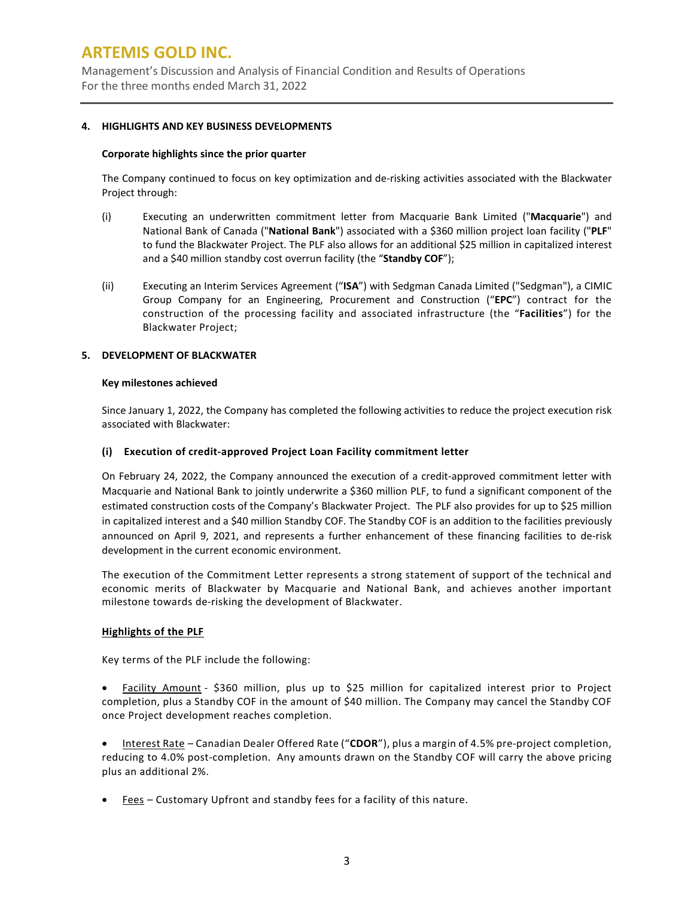## 4. HIGHLIGHTS AND KEY BUSINESS DEVELOPMENTS

### Corporate highlights since the prior quarter

The Company continued to focus on key optimization and de-risking activities associated with the Blackwater Project through:

(i) Executing an underwritten commitment letter from Macquarie Bank Limited ("**Macquarie**") and National Bank of Canada ("**National Bank**") associated with a $360 million project loan facility ("**PLF**" to fund the Blackwater Project. The PLF also allows for an additional $25 million in capitalized interest and a $40 million standby cost overrun facility (the "**Standby COF**");

(ii) Executing an Interim Services Agreement ("**ISA**") with Sedgman Canada Limited ("Sedgman"), a CIMIC Group Company for an Engineering, Procurement and Construction ("**EPC**") contract for the construction of the processing facility and associated infrastructure (the "**Facilities**") for the Blackwater Project;

## 5. DEVELOPMENT OF BLACKWATER

### Key milestones achieved

Since January 1, 2022, the Company has completed the following activities to reduce the project execution risk associated with Blackwater:

### (i) Execution of credit-approved Project Loan Facility commitment letter

On February 24, 2022, the Company announced the execution of a credit-approved commitment letter with Macquarie and National Bank to jointly underwrite a $360 million PLF, to fund a significant component of the estimated construction costs of the Company's Blackwater Project. The PLF also provides for up to $25 million in capitalized interest and a $40 million Standby COF. The Standby COF is an addition to the facilities previously announced on April 9, 2021, and represents a further enhancement of these financing facilities to de-risk development in the current economic environment.

The execution of the Commitment Letter represents a strong statement of support of the technical and economic merits of Blackwater by Macquarie and National Bank, and achieves another important milestone towards de-risking the development of Blackwater.

**Highlights of the PLF**

Key terms of the PLF include the following:

- Facility Amount - $360 million, plus up to $25 million for capitalized interest prior to Project completion, plus a Standby COF in the amount of $40 million. The Company may cancel the Standby COF once Project development reaches completion.
- Interest Rate – Canadian Dealer Offered Rate ("**CDOR**"), plus a margin of 4.5% pre-project completion, reducing to 4.0% post-completion. Any amounts drawn on the Standby COF will carry the above pricing plus an additional 2%.
- Fees – Customary Upfront and standby fees for a facility of this nature.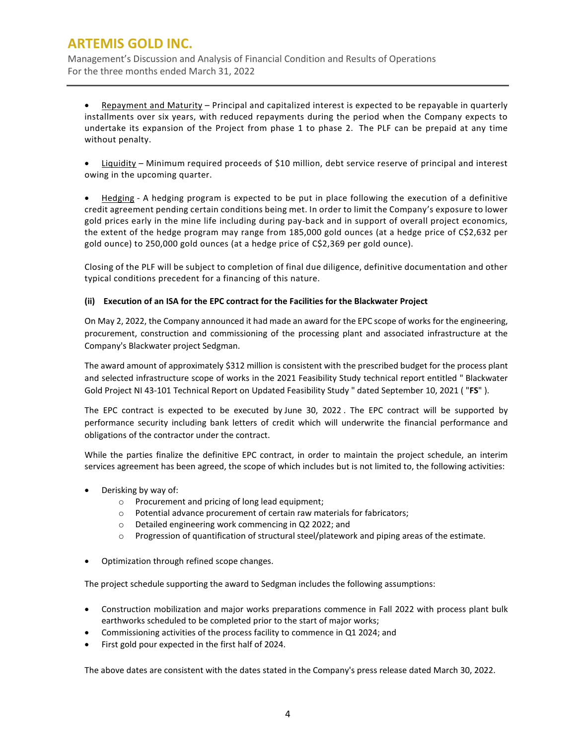- Repayment and Maturity – Principal and capitalized interest is expected to be repayable in quarterly installments over six years, with reduced repayments during the period when the Company expects to undertake its expansion of the Project from phase 1 to phase 2. The PLF can be prepaid at any time without penalty.

- Liquidity – Minimum required proceeds of $10 million, debt service reserve of principal and interest owing in the upcoming quarter.

- Hedging - A hedging program is expected to be put in place following the execution of a definitive credit agreement pending certain conditions being met. In order to limit the Company's exposure to lower gold prices early in the mine life including during pay-back and in support of overall project economics, the extent of the hedge program may range from 185,000 gold ounces (at a hedge price of C$2,632 per gold ounce) to 250,000 gold ounces (at a hedge price of C$2,369 per gold ounce).

Closing of the PLF will be subject to completion of final due diligence, definitive documentation and other typical conditions precedent for a financing of this nature.

**(ii) Execution of an ISA for the EPC contract for the Facilities for the Blackwater Project**

On May 2, 2022, the Company announced it had made an award for the EPC scope of works for the engineering, procurement, construction and commissioning of the processing plant and associated infrastructure at the Company's Blackwater project Sedgman.

The award amount of approximately $312 million is consistent with the prescribed budget for the process plant and selected infrastructure scope of works in the 2021 Feasibility Study technical report entitled " Blackwater Gold Project NI 43-101 Technical Report on Updated Feasibility Study " dated September 10, 2021 ( "**FS**" ).

The EPC contract is expected to be executed by June 30, 2022 . The EPC contract will be supported by performance security including bank letters of credit which will underwrite the financial performance and obligations of the contractor under the contract.

While the parties finalize the definitive EPC contract, in order to maintain the project schedule, an interim services agreement has been agreed, the scope of which includes but is not limited to, the following activities:

- Derisking by way of:
  - Procurement and pricing of long lead equipment;
  - Potential advance procurement of certain raw materials for fabricators;
  - Detailed engineering work commencing in Q2 2022; and
  - Progression of quantification of structural steel/platework and piping areas of the estimate.

- Optimization through refined scope changes.

The project schedule supporting the award to Sedgman includes the following assumptions:

- Construction mobilization and major works preparations commence in Fall 2022 with process plant bulk earthworks scheduled to be completed prior to the start of major works;
- Commissioning activities of the process facility to commence in Q1 2024; and
- First gold pour expected in the first half of 2024.

The above dates are consistent with the dates stated in the Company's press release dated March 30, 2022.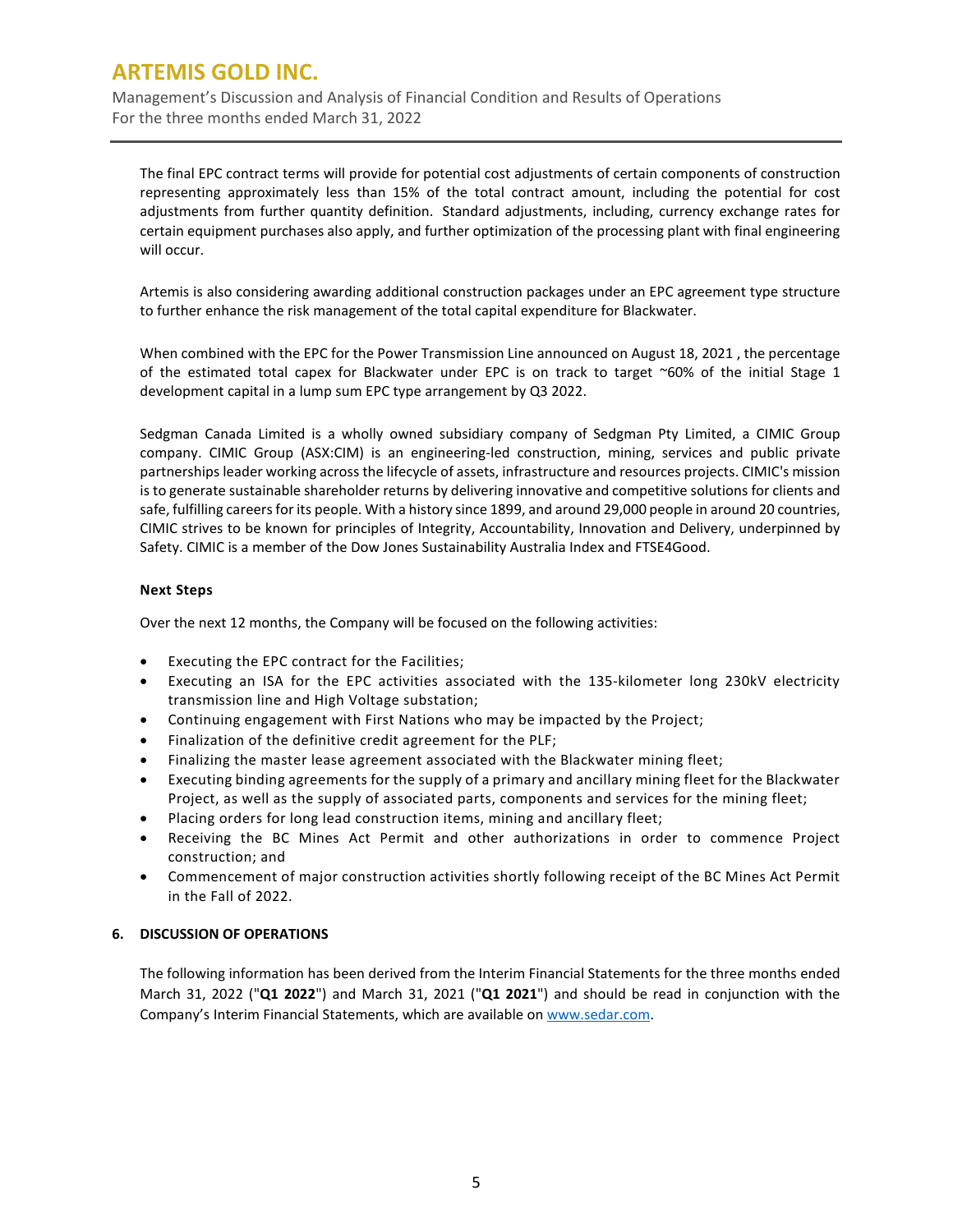The final EPC contract terms will provide for potential cost adjustments of certain components of construction representing approximately less than 15% of the total contract amount, including the potential for cost adjustments from further quantity definition. Standard adjustments, including, currency exchange rates for certain equipment purchases also apply, and further optimization of the processing plant with final engineering will occur.

Artemis is also considering awarding additional construction packages under an EPC agreement type structure to further enhance the risk management of the total capital expenditure for Blackwater.

When combined with the EPC for the Power Transmission Line announced on August 18, 2021 , the percentage of the estimated total capex for Blackwater under EPC is on track to target ~60% of the initial Stage 1 development capital in a lump sum EPC type arrangement by Q3 2022.

Sedgman Canada Limited is a wholly owned subsidiary company of Sedgman Pty Limited, a CIMIC Group company. CIMIC Group (ASX:CIM) is an engineering-led construction, mining, services and public private partnerships leader working across the lifecycle of assets, infrastructure and resources projects. CIMIC's mission is to generate sustainable shareholder returns by delivering innovative and competitive solutions for clients and safe, fulfilling careers for its people. With a history since 1899, and around 29,000 people in around 20 countries, CIMIC strives to be known for principles of Integrity, Accountability, Innovation and Delivery, underpinned by Safety. CIMIC is a member of the Dow Jones Sustainability Australia Index and FTSE4Good.

**Next Steps**

Over the next 12 months, the Company will be focused on the following activities:

- Executing the EPC contract for the Facilities;
- Executing an ISA for the EPC activities associated with the 135-kilometer long 230kV electricity transmission line and High Voltage substation;
- Continuing engagement with First Nations who may be impacted by the Project;
- Finalization of the definitive credit agreement for the PLF;
- Finalizing the master lease agreement associated with the Blackwater mining fleet;
- Executing binding agreements for the supply of a primary and ancillary mining fleet for the Blackwater Project, as well as the supply of associated parts, components and services for the mining fleet;
- Placing orders for long lead construction items, mining and ancillary fleet;
- Receiving the BC Mines Act Permit and other authorizations in order to commence Project construction; and
- Commencement of major construction activities shortly following receipt of the BC Mines Act Permit in the Fall of 2022.

## 6. DISCUSSION OF OPERATIONS

The following information has been derived from the Interim Financial Statements for the three months ended March 31, 2022 ("**Q1 2022**") and March 31, 2021 ("**Q1 2021**") and should be read in conjunction with the Company's Interim Financial Statements, which are available on www.sedar.com.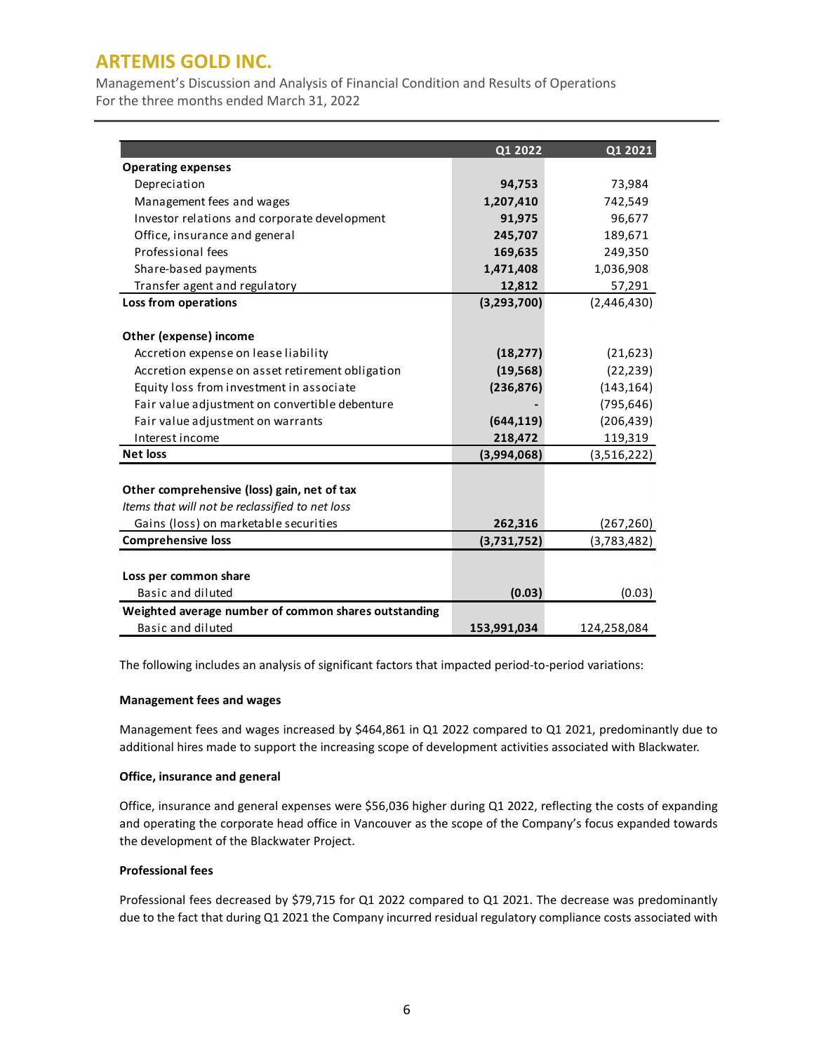| | Q1 2022 | Q1 2021 |
|---|---|---|
| **Operating expenses** | | |
| Depreciation | **94,753** | 73,984 |
| Management fees and wages | **1,207,410** | 742,549 |
| Investor relations and corporate development | **91,975** | 96,677 |
| Office, insurance and general | **245,707** | 189,671 |
| Professional fees | **169,635** | 249,350 |
| Share-based payments | **1,471,408** | 1,036,908 |
| Transfer agent and regulatory | **12,812** | 57,291 |
| **Loss from operations** | **(3,293,700)** | (2,446,430) |
| | | |
| **Other (expense) income** | | |
| Accretion expense on lease liability | **(18,277)** | (21,623) |
| Accretion expense on asset retirement obligation | **(19,568)** | (22,239) |
| Equity loss from investment in associate | **(236,876)** | (143,164) |
| Fair value adjustment on convertible debenture | **-** | (795,646) |
| Fair value adjustment on warrants | **(644,119)** | (206,439) |
| Interest income | **218,472** | 119,319 |
| **Net loss** | **(3,994,068)** | (3,516,222) |
| | | |
| **Other comprehensive (loss) gain, net of tax** | | |
| *Items that will not be reclassified to net loss* | | |
| Gains (loss) on marketable securities | **262,316** | (267,260) |
| **Comprehensive loss** | **(3,731,752)** | (3,783,482) |
| | | |
| **Loss per common share** | | |
| Basic and diluted | **(0.03)** | (0.03) |
| **Weighted average number of common shares outstanding** | | |
| Basic and diluted | **153,991,034** | 124,258,084 |

The following includes an analysis of significant factors that impacted period-to-period variations:

**Management fees and wages**

Management fees and wages increased by $464,861 in Q1 2022 compared to Q1 2021, predominantly due to additional hires made to support the increasing scope of development activities associated with Blackwater.

**Office, insurance and general**

Office, insurance and general expenses were $56,036 higher during Q1 2022, reflecting the costs of expanding and operating the corporate head office in Vancouver as the scope of the Company's focus expanded towards the development of the Blackwater Project.

**Professional fees**

Professional fees decreased by $79,715 for Q1 2022 compared to Q1 2021. The decrease was predominantly due to the fact that during Q1 2021 the Company incurred residual regulatory compliance costs associated with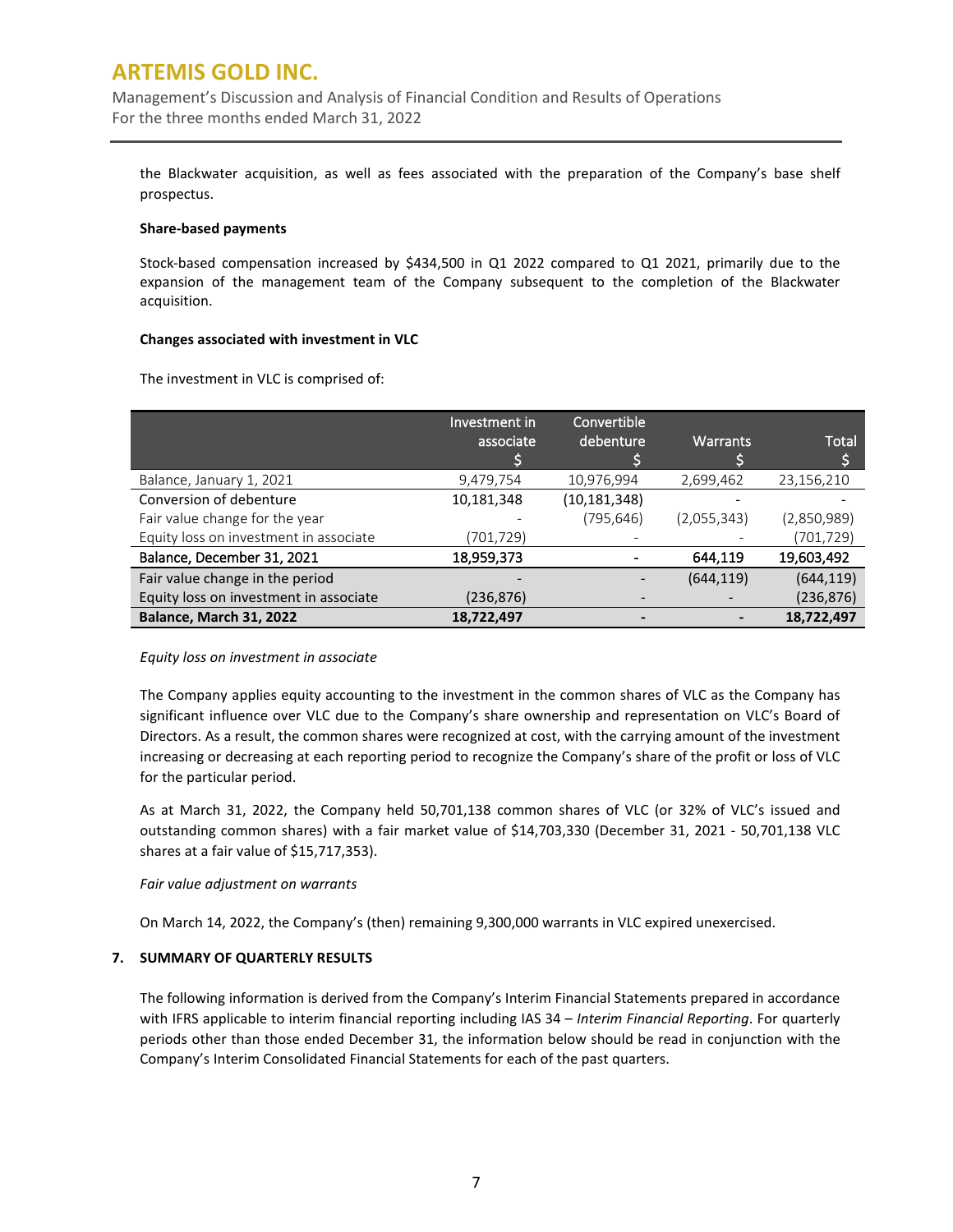the Blackwater acquisition, as well as fees associated with the preparation of the Company's base shelf prospectus.

**Share-based payments**

Stock-based compensation increased by $434,500 in Q1 2022 compared to Q1 2021, primarily due to the expansion of the management team of the Company subsequent to the completion of the Blackwater acquisition.

**Changes associated with investment in VLC**

The investment in VLC is comprised of:

| | Investment in associate $ | Convertible debenture $ | Warrants $ | Total $ |
|---|---|---|---|---|
| Balance, January 1, 2021 | 9,479,754 | 10,976,994 | 2,699,462 | 23,156,210 |
| Conversion of debenture | 10,181,348 | (10,181,348) | - | - |
| Fair value change for the year | - | (795,646) | (2,055,343) | (2,850,989) |
| Equity loss on investment in associate | (701,729) | - | - | (701,729) |
| **Balance, December 31, 2021** | **18,959,373** | **-** | **644,119** | **19,603,492** |
| Fair value change in the period | - | - | (644,119) | (644,119) |
| Equity loss on investment in associate | (236,876) | - | - | (236,876) |
| **Balance, March 31, 2022** | **18,722,497** | **-** | **-** | **18,722,497** |

*Equity loss on investment in associate*

The Company applies equity accounting to the investment in the common shares of VLC as the Company has significant influence over VLC due to the Company's share ownership and representation on VLC's Board of Directors. As a result, the common shares were recognized at cost, with the carrying amount of the investment increasing or decreasing at each reporting period to recognize the Company's share of the profit or loss of VLC for the particular period.

As at March 31, 2022, the Company held 50,701,138 common shares of VLC (or 32% of VLC's issued and outstanding common shares) with a fair market value of $14,703,330 (December 31, 2021 - 50,701,138 VLC shares at a fair value of $15,717,353).

*Fair value adjustment on warrants*

On March 14, 2022, the Company's (then) remaining 9,300,000 warrants in VLC expired unexercised.

## 7. SUMMARY OF QUARTERLY RESULTS

The following information is derived from the Company's Interim Financial Statements prepared in accordance with IFRS applicable to interim financial reporting including IAS 34 – *Interim Financial Reporting*. For quarterly periods other than those ended December 31, the information below should be read in conjunction with the Company's Interim Consolidated Financial Statements for each of the past quarters.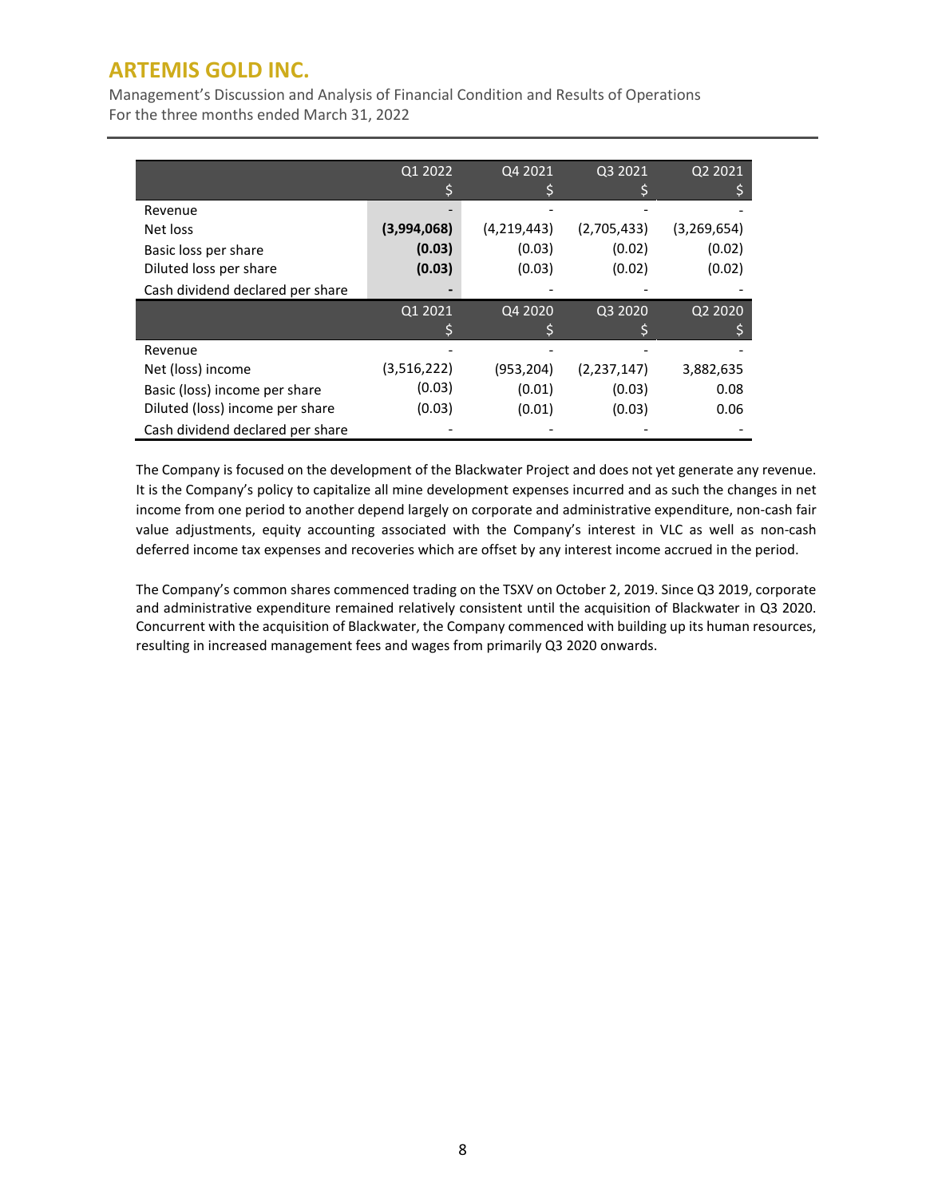| | Q1 2022<br>$ | Q4 2021<br>$ | Q3 2021<br>$ | Q2 2021<br>$ |
|---|---|---|---|---|
| Revenue | **-** | - | - | - |
| Net loss | **(3,994,068)** | (4,219,443) | (2,705,433) | (3,269,654) |
| Basic loss per share | **(0.03)** | (0.03) | (0.02) | (0.02) |
| Diluted loss per share | **(0.03)** | (0.03) | (0.02) | (0.02) |
| Cash dividend declared per share | **-** | - | - | - |
| | **Q1 2021<br>$** | **Q4 2020<br>$** | **Q3 2020<br>$** | **Q2 2020<br>$** |
| Revenue | - | - | - | - |
| Net (loss) income | (3,516,222) | (953,204) | (2,237,147) | 3,882,635 |
| Basic (loss) income per share | (0.03) | (0.01) | (0.03) | 0.08 |
| Diluted (loss) income per share | (0.03) | (0.01) | (0.03) | 0.06 |
| Cash dividend declared per share | - | - | - | - |

The Company is focused on the development of the Blackwater Project and does not yet generate any revenue. It is the Company's policy to capitalize all mine development expenses incurred and as such the changes in net income from one period to another depend largely on corporate and administrative expenditure, non-cash fair value adjustments, equity accounting associated with the Company's interest in VLC as well as non-cash deferred income tax expenses and recoveries which are offset by any interest income accrued in the period.

The Company's common shares commenced trading on the TSXV on October 2, 2019. Since Q3 2019, corporate and administrative expenditure remained relatively consistent until the acquisition of Blackwater in Q3 2020. Concurrent with the acquisition of Blackwater, the Company commenced with building up its human resources, resulting in increased management fees and wages from primarily Q3 2020 onwards.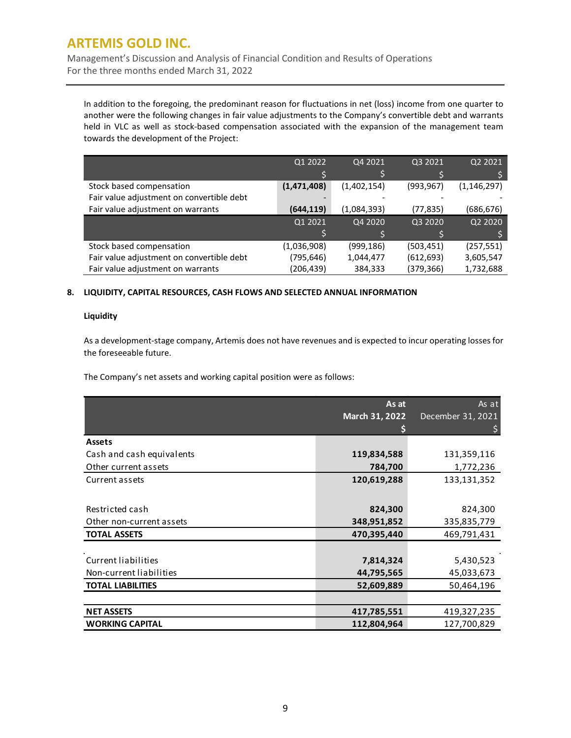In addition to the foregoing, the predominant reason for fluctuations in net (loss) income from one quarter to another were the following changes in fair value adjustments to the Company's convertible debt and warrants held in VLC as well as stock-based compensation associated with the expansion of the management team towards the development of the Project:

| | Q1 2022<br>$ | Q4 2021<br>$ | Q3 2021<br>$ | Q2 2021<br>$ |
|---|---|---|---|---|
| Stock based compensation | **(1,471,408)** | (1,402,154) | (993,967) | (1,146,297) |
| Fair value adjustment on convertible debt | **-** | - | - | - |
| Fair value adjustment on warrants | **(644,119)** | (1,084,393) | (77,835) | (686,676) |
| | **Q1 2021<br>$** | **Q4 2020<br>$** | **Q3 2020<br>$** | **Q2 2020<br>$** |
| Stock based compensation | (1,036,908) | (999,186) | (503,451) | (257,551) |
| Fair value adjustment on convertible debt | (795,646) | 1,044,477 | (612,693) | 3,605,547 |
| Fair value adjustment on warrants | (206,439) | 384,333 | (379,366) | 1,732,688 |

## 8. LIQUIDITY, CAPITAL RESOURCES, CASH FLOWS AND SELECTED ANNUAL INFORMATION

### Liquidity

As a development-stage company, Artemis does not have revenues and is expected to incur operating losses for the foreseeable future.

The Company's net assets and working capital position were as follows:

| | As at March 31, 2022<br>$ | As at December 31, 2021<br>$ |
|---|---|---|
| **Assets** | | |
| Cash and cash equivalents | **119,834,588** | 131,359,116 |
| Other current assets | **784,700** | 1,772,236 |
| Current assets | **120,619,288** | 133,131,352 |
| | | |
| Restricted cash | **824,300** | 824,300 |
| Other non-current assets | **348,951,852** | 335,835,779 |
| **TOTAL ASSETS** | **470,395,440** | 469,791,431 |
| | | |
| Current liabilities | **7,814,324** | 5,430,523 |
| Non-current liabilities | **44,795,565** | 45,033,673 |
| **TOTAL LIABILITIES** | **52,609,889** | 50,464,196 |
| | | |
| **NET ASSETS** | **417,785,551** | 419,327,235 |
| **WORKING CAPITAL** | **112,804,964** | 127,700,829 |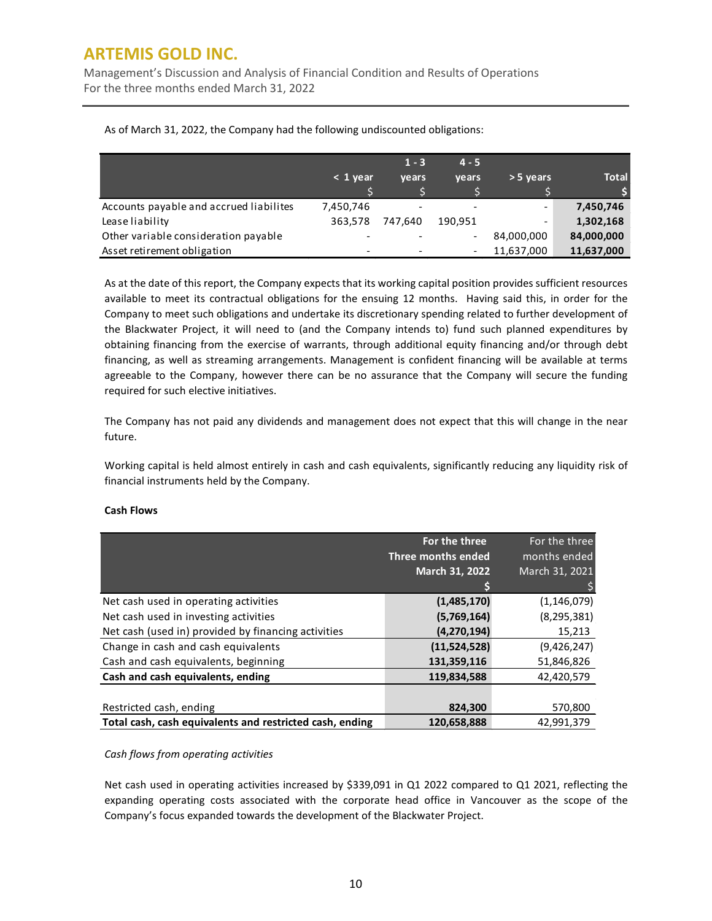As of March 31, 2022, the Company had the following undiscounted obligations:

| | < 1 year<br>$ | 1 - 3 years<br>$ | 4 - 5 years<br>$ | > 5 years<br>$ | Total<br>$ |
|---|---|---|---|---|---|
| Accounts payable and accrued liabilites | 7,450,746 | - | - | - | **7,450,746** |
| Lease liability | 363,578 | 747,640 | 190,951 | - | **1,302,168** |
| Other variable consideration payable | - | - | - | 84,000,000 | **84,000,000** |
| Asset retirement obligation | - | - | - | 11,637,000 | **11,637,000** |

As at the date of this report, the Company expects that its working capital position provides sufficient resources available to meet its contractual obligations for the ensuing 12 months. Having said this, in order for the Company to meet such obligations and undertake its discretionary spending related to further development of the Blackwater Project, it will need to (and the Company intends to) fund such planned expenditures by obtaining financing from the exercise of warrants, through additional equity financing and/or through debt financing, as well as streaming arrangements. Management is confident financing will be available at terms agreeable to the Company, however there can be no assurance that the Company will secure the funding required for such elective initiatives.

The Company has not paid any dividends and management does not expect that this will change in the near future.

Working capital is held almost entirely in cash and cash equivalents, significantly reducing any liquidity risk of financial instruments held by the Company.

**Cash Flows**

| | **For the three Three months ended March 31, 2022**<br>**$** | For the three months ended March 31, 2021<br>$ |
|---|---|---|
| Net cash used in operating activities | **(1,485,170)** | (1,146,079) |
| Net cash used in investing activities | **(5,769,164)** | (8,295,381) |
| Net cash (used in) provided by financing activities | **(4,270,194)** | 15,213 |
| Change in cash and cash equivalents | **(11,524,528)** | (9,426,247) |
| Cash and cash equivalents, beginning | **131,359,116** | 51,846,826 |
| **Cash and cash equivalents, ending** | **119,834,588** | 42,420,579 |
| | | |
| Restricted cash, ending | **824,300** | 570,800 |
| **Total cash, cash equivalents and restricted cash, ending** | **120,658,888** | 42,991,379 |

*Cash flows from operating activities*

Net cash used in operating activities increased by $339,091 in Q1 2022 compared to Q1 2021, reflecting the expanding operating costs associated with the corporate head office in Vancouver as the scope of the Company's focus expanded towards the development of the Blackwater Project.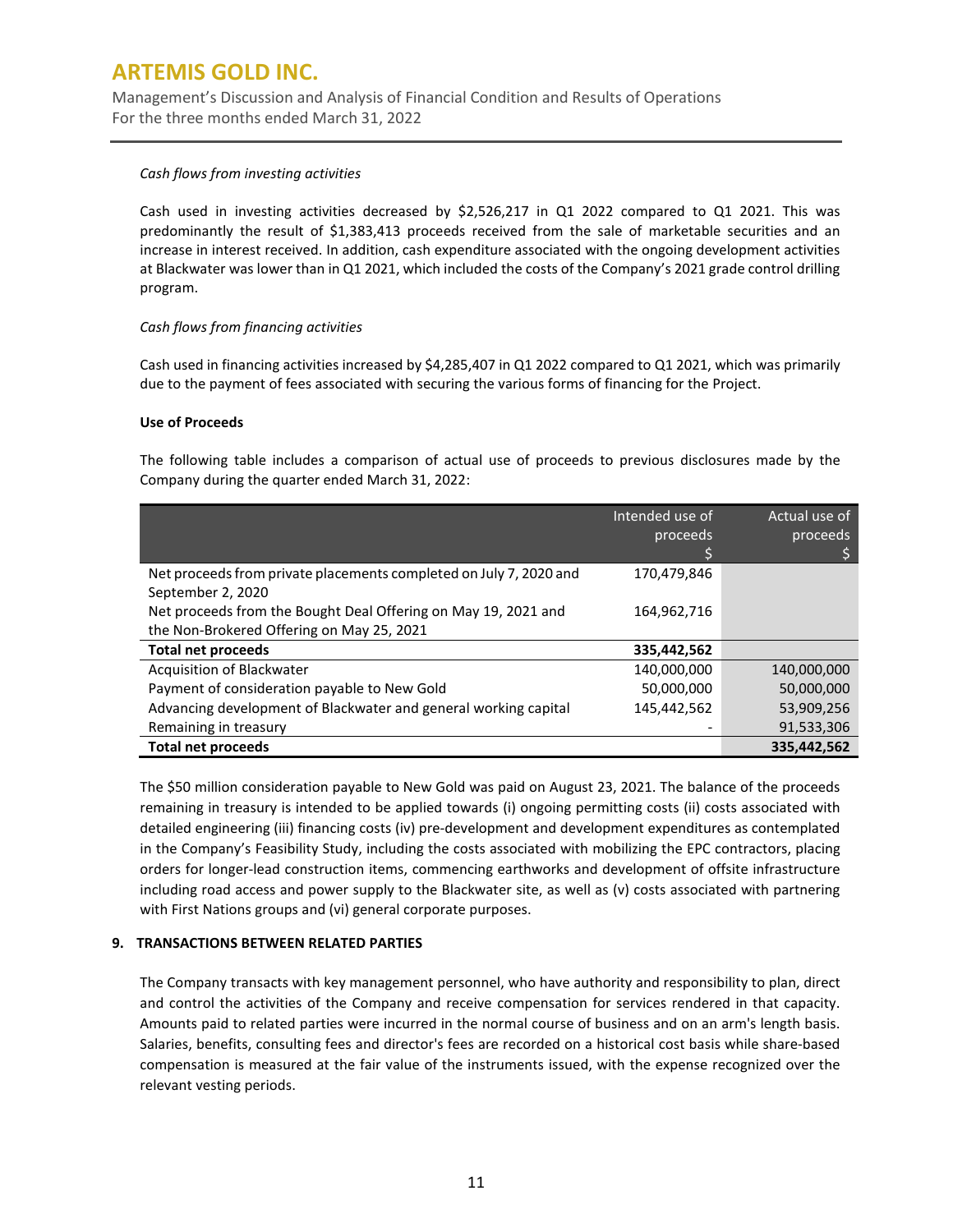*Cash flows from investing activities*

Cash used in investing activities decreased by $2,526,217 in Q1 2022 compared to Q1 2021. This was predominantly the result of $1,383,413 proceeds received from the sale of marketable securities and an increase in interest received. In addition, cash expenditure associated with the ongoing development activities at Blackwater was lower than in Q1 2021, which included the costs of the Company's 2021 grade control drilling program.

*Cash flows from financing activities*

Cash used in financing activities increased by $4,285,407 in Q1 2022 compared to Q1 2021, which was primarily due to the payment of fees associated with securing the various forms of financing for the Project.

**Use of Proceeds**

The following table includes a comparison of actual use of proceeds to previous disclosures made by the Company during the quarter ended March 31, 2022:

| | Intended use of proceeds $ | Actual use of proceeds $ |
|---|---|---|
| Net proceeds from private placements completed on July 7, 2020 and September 2, 2020 | 170,479,846 | |
| Net proceeds from the Bought Deal Offering on May 19, 2021 and the Non-Brokered Offering on May 25, 2021 | 164,962,716 | |
| **Total net proceeds** | **335,442,562** | |
| Acquisition of Blackwater | 140,000,000 | 140,000,000 |
| Payment of consideration payable to New Gold | 50,000,000 | 50,000,000 |
| Advancing development of Blackwater and general working capital | 145,442,562 | 53,909,256 |
| Remaining in treasury | - | 91,533,306 |
| **Total net proceeds** | | **335,442,562** |

The $50 million consideration payable to New Gold was paid on August 23, 2021. The balance of the proceeds remaining in treasury is intended to be applied towards (i) ongoing permitting costs (ii) costs associated with detailed engineering (iii) financing costs (iv) pre-development and development expenditures as contemplated in the Company's Feasibility Study, including the costs associated with mobilizing the EPC contractors, placing orders for longer-lead construction items, commencing earthworks and development of offsite infrastructure including road access and power supply to the Blackwater site, as well as (v) costs associated with partnering with First Nations groups and (vi) general corporate purposes.

## 9. TRANSACTIONS BETWEEN RELATED PARTIES

The Company transacts with key management personnel, who have authority and responsibility to plan, direct and control the activities of the Company and receive compensation for services rendered in that capacity. Amounts paid to related parties were incurred in the normal course of business and on an arm's length basis. Salaries, benefits, consulting fees and director's fees are recorded on a historical cost basis while share-based compensation is measured at the fair value of the instruments issued, with the expense recognized over the relevant vesting periods.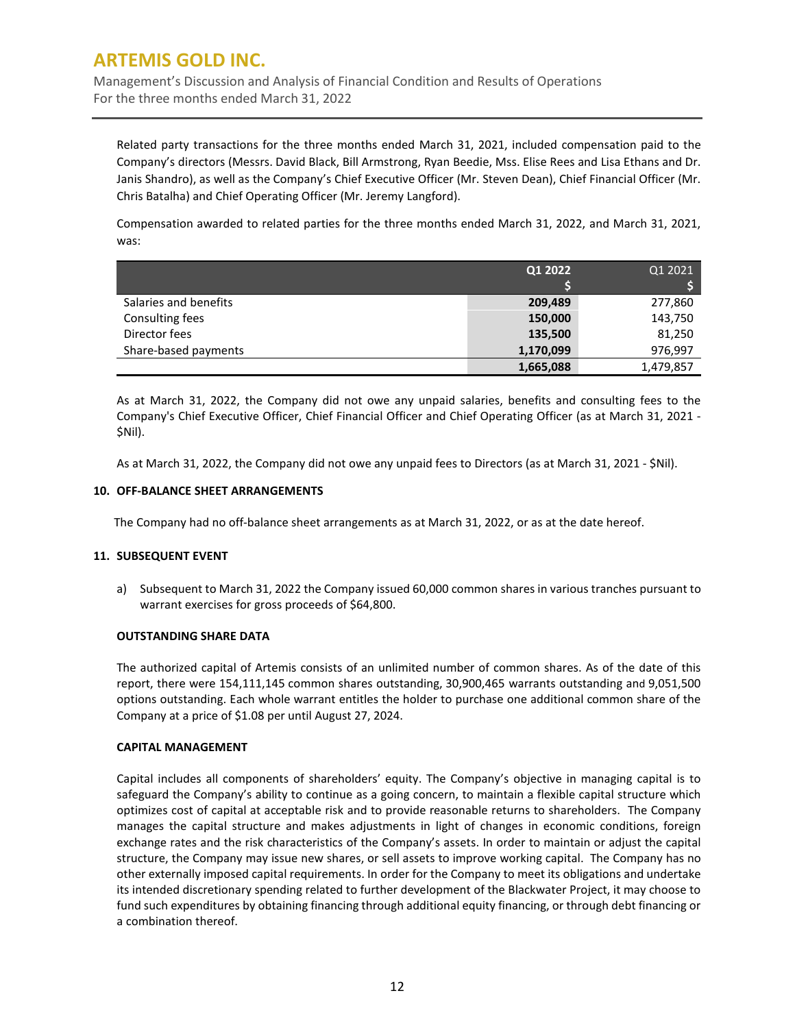Related party transactions for the three months ended March 31, 2021, included compensation paid to the Company's directors (Messrs. David Black, Bill Armstrong, Ryan Beedie, Mss. Elise Rees and Lisa Ethans and Dr. Janis Shandro), as well as the Company's Chief Executive Officer (Mr. Steven Dean), Chief Financial Officer (Mr. Chris Batalha) and Chief Operating Officer (Mr. Jeremy Langford).

Compensation awarded to related parties for the three months ended March 31, 2022, and March 31, 2021, was:

| | **Q1 2022** | Q1 2021 |
|---|---|---|
| | **$** | $ |
| Salaries and benefits | **209,489** | 277,860 |
| Consulting fees | **150,000** | 143,750 |
| Director fees | **135,500** | 81,250 |
| Share-based payments | **1,170,099** | 976,997 |
| | **1,665,088** | 1,479,857 |

As at March 31, 2022, the Company did not owe any unpaid salaries, benefits and consulting fees to the Company's Chief Executive Officer, Chief Financial Officer and Chief Operating Officer (as at March 31, 2021 - $Nil).

As at March 31, 2022, the Company did not owe any unpaid fees to Directors (as at March 31, 2021 - $Nil).

## 10. OFF-BALANCE SHEET ARRANGEMENTS

The Company had no off-balance sheet arrangements as at March 31, 2022, or as at the date hereof.

## 11. SUBSEQUENT EVENT

a) Subsequent to March 31, 2022 the Company issued 60,000 common shares in various tranches pursuant to warrant exercises for gross proceeds of $64,800.

### OUTSTANDING SHARE DATA

The authorized capital of Artemis consists of an unlimited number of common shares. As of the date of this report, there were 154,111,145 common shares outstanding, 30,900,465 warrants outstanding and 9,051,500 options outstanding. Each whole warrant entitles the holder to purchase one additional common share of the Company at a price of $1.08 per until August 27, 2024.

### CAPITAL MANAGEMENT

Capital includes all components of shareholders' equity. The Company's objective in managing capital is to safeguard the Company's ability to continue as a going concern, to maintain a flexible capital structure which optimizes cost of capital at acceptable risk and to provide reasonable returns to shareholders. The Company manages the capital structure and makes adjustments in light of changes in economic conditions, foreign exchange rates and the risk characteristics of the Company's assets. In order to maintain or adjust the capital structure, the Company may issue new shares, or sell assets to improve working capital. The Company has no other externally imposed capital requirements. In order for the Company to meet its obligations and undertake its intended discretionary spending related to further development of the Blackwater Project, it may choose to fund such expenditures by obtaining financing through additional equity financing, or through debt financing or a combination thereof.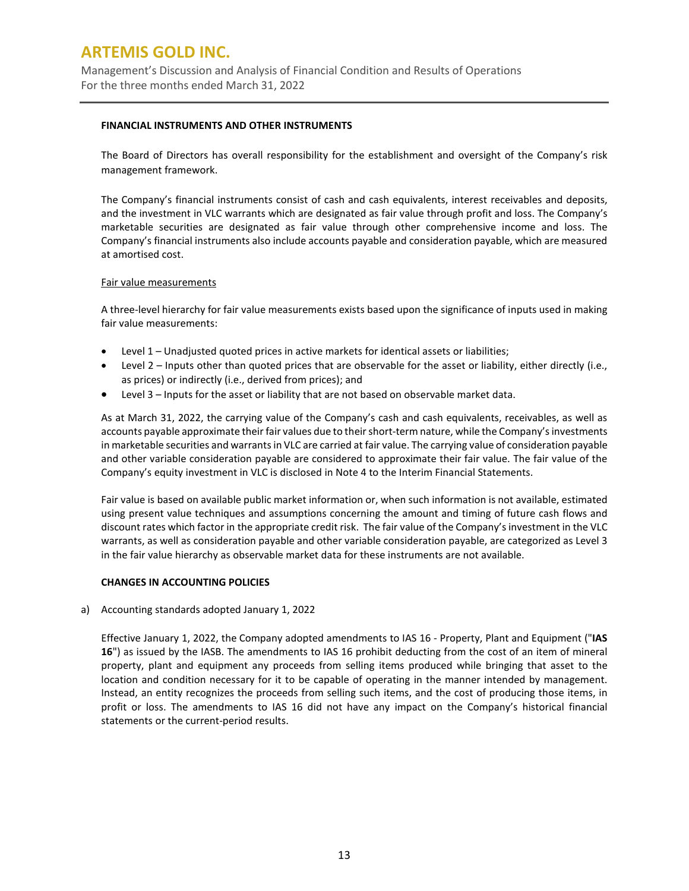### FINANCIAL INSTRUMENTS AND OTHER INSTRUMENTS

The Board of Directors has overall responsibility for the establishment and oversight of the Company's risk management framework.

The Company's financial instruments consist of cash and cash equivalents, interest receivables and deposits, and the investment in VLC warrants which are designated as fair value through profit and loss. The Company's marketable securities are designated as fair value through other comprehensive income and loss. The Company's financial instruments also include accounts payable and consideration payable, which are measured at amortised cost.

Fair value measurements

A three-level hierarchy for fair value measurements exists based upon the significance of inputs used in making fair value measurements:

- Level 1 – Unadjusted quoted prices in active markets for identical assets or liabilities;
- Level 2 – Inputs other than quoted prices that are observable for the asset or liability, either directly (i.e., as prices) or indirectly (i.e., derived from prices); and
- Level 3 – Inputs for the asset or liability that are not based on observable market data.

As at March 31, 2022, the carrying value of the Company's cash and cash equivalents, receivables, as well as accounts payable approximate their fair values due to their short-term nature, while the Company's investments in marketable securities and warrants in VLC are carried at fair value. The carrying value of consideration payable and other variable consideration payable are considered to approximate their fair value. The fair value of the Company's equity investment in VLC is disclosed in Note 4 to the Interim Financial Statements.

Fair value is based on available public market information or, when such information is not available, estimated using present value techniques and assumptions concerning the amount and timing of future cash flows and discount rates which factor in the appropriate credit risk. The fair value of the Company's investment in the VLC warrants, as well as consideration payable and other variable consideration payable, are categorized as Level 3 in the fair value hierarchy as observable market data for these instruments are not available.

### CHANGES IN ACCOUNTING POLICIES

a) Accounting standards adopted January 1, 2022

Effective January 1, 2022, the Company adopted amendments to IAS 16 - Property, Plant and Equipment ("**IAS 16**") as issued by the IASB. The amendments to IAS 16 prohibit deducting from the cost of an item of mineral property, plant and equipment any proceeds from selling items produced while bringing that asset to the location and condition necessary for it to be capable of operating in the manner intended by management. Instead, an entity recognizes the proceeds from selling such items, and the cost of producing those items, in profit or loss. The amendments to IAS 16 did not have any impact on the Company's historical financial statements or the current-period results.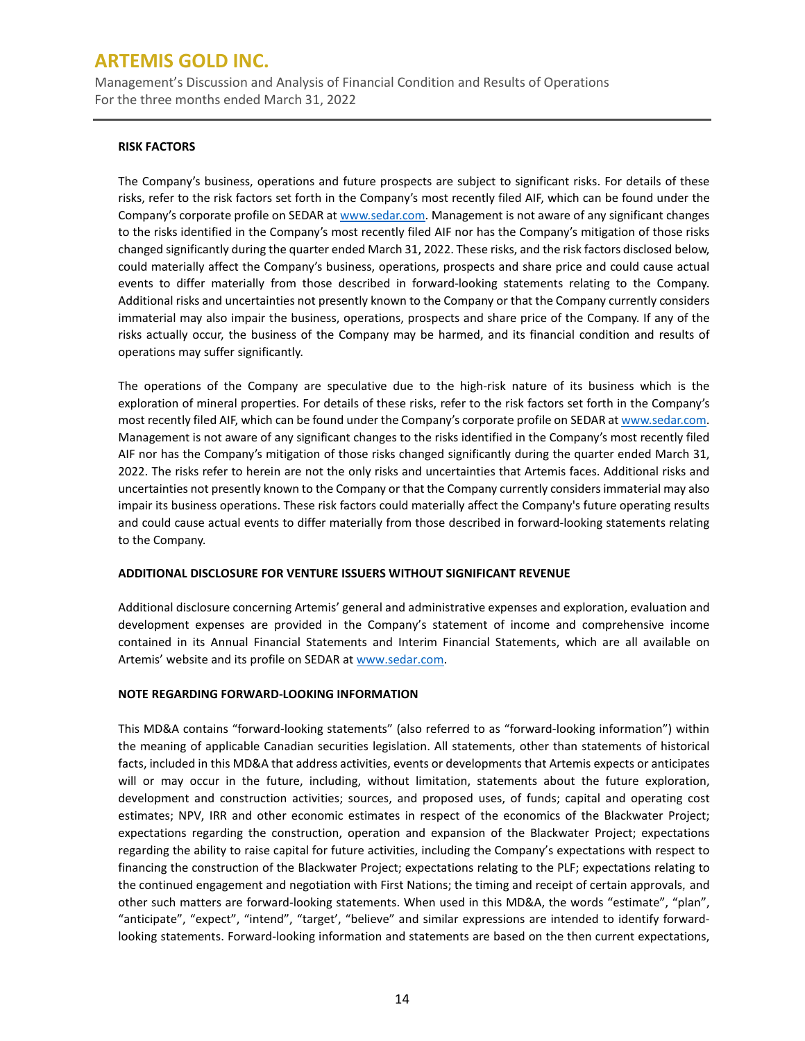## RISK FACTORS

The Company's business, operations and future prospects are subject to significant risks. For details of these risks, refer to the risk factors set forth in the Company's most recently filed AIF, which can be found under the Company's corporate profile on SEDAR at www.sedar.com. Management is not aware of any significant changes to the risks identified in the Company's most recently filed AIF nor has the Company's mitigation of those risks changed significantly during the quarter ended March 31, 2022. These risks, and the risk factors disclosed below, could materially affect the Company's business, operations, prospects and share price and could cause actual events to differ materially from those described in forward-looking statements relating to the Company. Additional risks and uncertainties not presently known to the Company or that the Company currently considers immaterial may also impair the business, operations, prospects and share price of the Company. If any of the risks actually occur, the business of the Company may be harmed, and its financial condition and results of operations may suffer significantly.

The operations of the Company are speculative due to the high-risk nature of its business which is the exploration of mineral properties. For details of these risks, refer to the risk factors set forth in the Company's most recently filed AIF, which can be found under the Company's corporate profile on SEDAR at www.sedar.com. Management is not aware of any significant changes to the risks identified in the Company's most recently filed AIF nor has the Company's mitigation of those risks changed significantly during the quarter ended March 31, 2022. The risks refer to herein are not the only risks and uncertainties that Artemis faces. Additional risks and uncertainties not presently known to the Company or that the Company currently considers immaterial may also impair its business operations. These risk factors could materially affect the Company's future operating results and could cause actual events to differ materially from those described in forward-looking statements relating to the Company.

## ADDITIONAL DISCLOSURE FOR VENTURE ISSUERS WITHOUT SIGNIFICANT REVENUE

Additional disclosure concerning Artemis' general and administrative expenses and exploration, evaluation and development expenses are provided in the Company's statement of income and comprehensive income contained in its Annual Financial Statements and Interim Financial Statements, which are all available on Artemis' website and its profile on SEDAR at www.sedar.com.

## NOTE REGARDING FORWARD-LOOKING INFORMATION

This MD&A contains "forward-looking statements" (also referred to as "forward-looking information") within the meaning of applicable Canadian securities legislation. All statements, other than statements of historical facts, included in this MD&A that address activities, events or developments that Artemis expects or anticipates will or may occur in the future, including, without limitation, statements about the future exploration, development and construction activities; sources, and proposed uses, of funds; capital and operating cost estimates; NPV, IRR and other economic estimates in respect of the economics of the Blackwater Project; expectations regarding the construction, operation and expansion of the Blackwater Project; expectations regarding the ability to raise capital for future activities, including the Company's expectations with respect to financing the construction of the Blackwater Project; expectations relating to the PLF; expectations relating to the continued engagement and negotiation with First Nations; the timing and receipt of certain approvals, and other such matters are forward-looking statements. When used in this MD&A, the words "estimate", "plan", "anticipate", "expect", "intend", "target', "believe" and similar expressions are intended to identify forward-looking statements. Forward-looking information and statements are based on the then current expectations,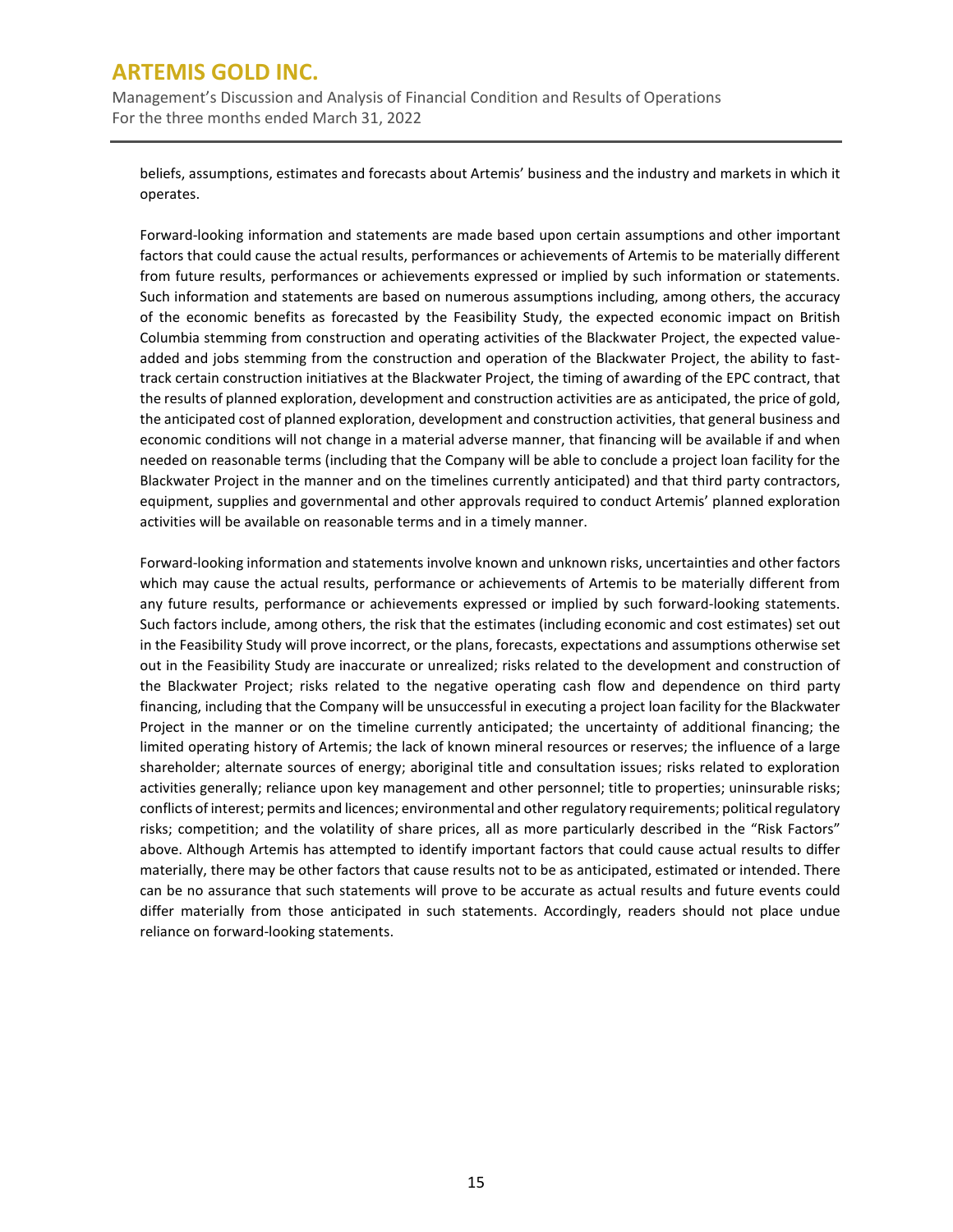beliefs, assumptions, estimates and forecasts about Artemis' business and the industry and markets in which it operates.

Forward-looking information and statements are made based upon certain assumptions and other important factors that could cause the actual results, performances or achievements of Artemis to be materially different from future results, performances or achievements expressed or implied by such information or statements. Such information and statements are based on numerous assumptions including, among others, the accuracy of the economic benefits as forecasted by the Feasibility Study, the expected economic impact on British Columbia stemming from construction and operating activities of the Blackwater Project, the expected value-added and jobs stemming from the construction and operation of the Blackwater Project, the ability to fast-track certain construction initiatives at the Blackwater Project, the timing of awarding of the EPC contract, that the results of planned exploration, development and construction activities are as anticipated, the price of gold, the anticipated cost of planned exploration, development and construction activities, that general business and economic conditions will not change in a material adverse manner, that financing will be available if and when needed on reasonable terms (including that the Company will be able to conclude a project loan facility for the Blackwater Project in the manner and on the timelines currently anticipated) and that third party contractors, equipment, supplies and governmental and other approvals required to conduct Artemis' planned exploration activities will be available on reasonable terms and in a timely manner.

Forward-looking information and statements involve known and unknown risks, uncertainties and other factors which may cause the actual results, performance or achievements of Artemis to be materially different from any future results, performance or achievements expressed or implied by such forward-looking statements. Such factors include, among others, the risk that the estimates (including economic and cost estimates) set out in the Feasibility Study will prove incorrect, or the plans, forecasts, expectations and assumptions otherwise set out in the Feasibility Study are inaccurate or unrealized; risks related to the development and construction of the Blackwater Project; risks related to the negative operating cash flow and dependence on third party financing, including that the Company will be unsuccessful in executing a project loan facility for the Blackwater Project in the manner or on the timeline currently anticipated; the uncertainty of additional financing; the limited operating history of Artemis; the lack of known mineral resources or reserves; the influence of a large shareholder; alternate sources of energy; aboriginal title and consultation issues; risks related to exploration activities generally; reliance upon key management and other personnel; title to properties; uninsurable risks; conflicts of interest; permits and licences; environmental and other regulatory requirements; political regulatory risks; competition; and the volatility of share prices, all as more particularly described in the "Risk Factors" above. Although Artemis has attempted to identify important factors that could cause actual results to differ materially, there may be other factors that cause results not to be as anticipated, estimated or intended. There can be no assurance that such statements will prove to be accurate as actual results and future events could differ materially from those anticipated in such statements. Accordingly, readers should not place undue reliance on forward-looking statements.